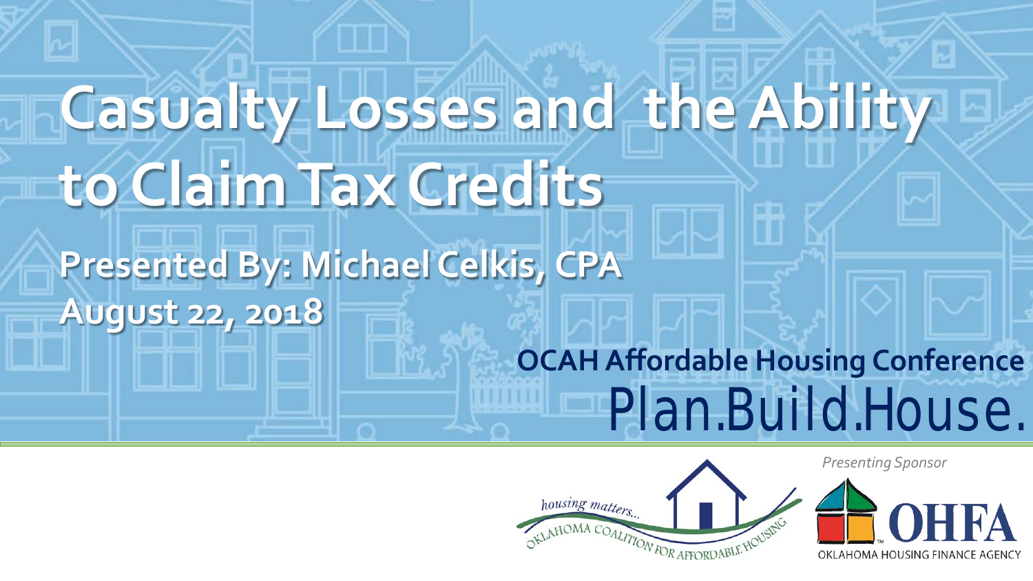# Casualty Losses and the Ability to Claim Tax Credits

**Presented By: Michael Celkis, CPA**

**August 22, 2018**

**OCAH Affordable Housing Conference**

Plan.Build.House.

*Presenting Sponsor*

housing matters...

OKLAHOMA COALITION FOR AFFORDABLE HOUSING

OHFA

OKLAHOMA HOUSING FINANCE AGENCY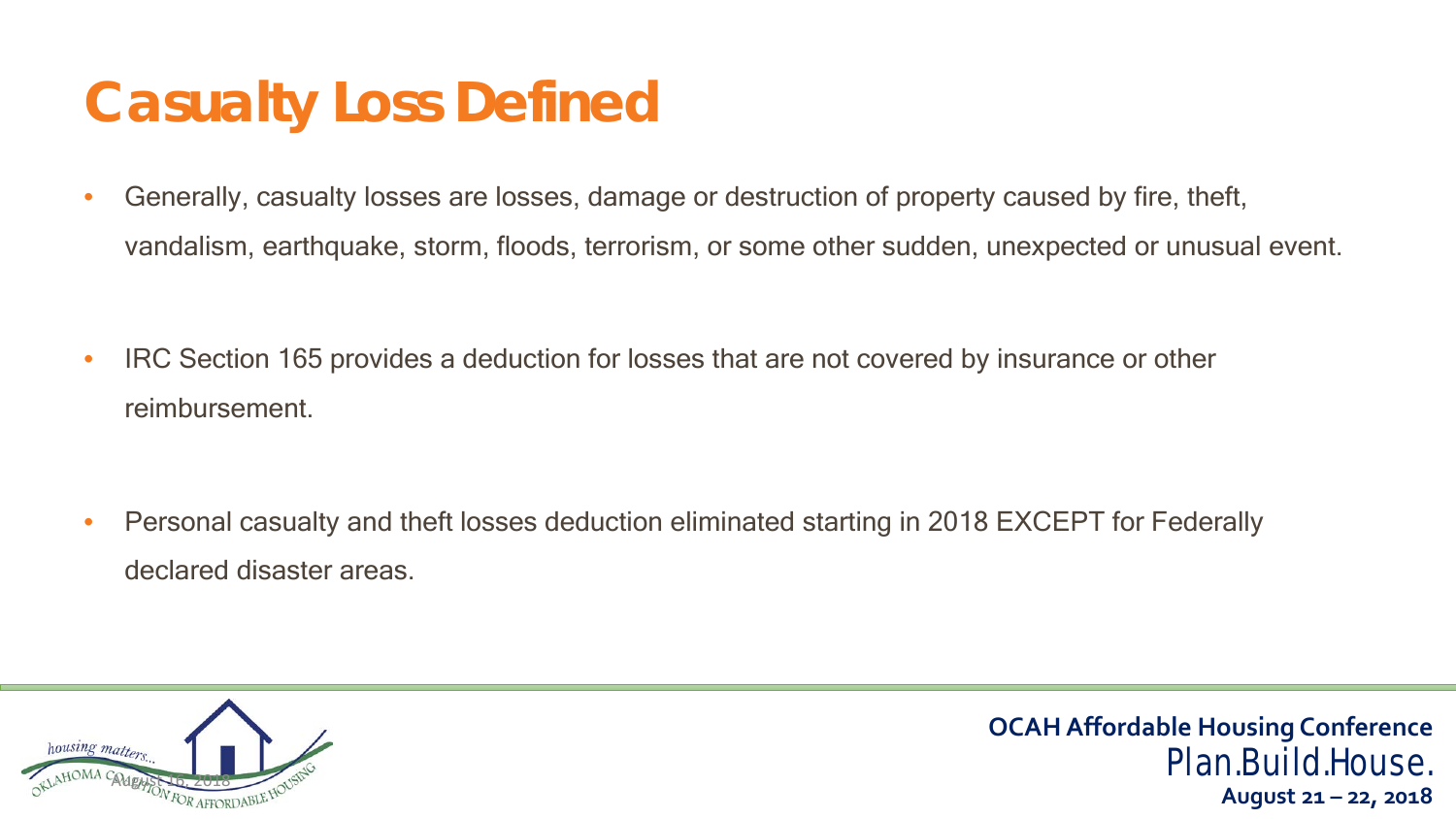# Casualty Loss Defined

- Generally, casualty losses are losses, damage or destruction of property caused by fire, theft, vandalism, earthquake, storm, floods, terrorism, or some other sudden, unexpected or unusual event.
- IRC Section 165 provides a deduction for losses that are not covered by insurance or other reimbursement.
- Personal casualty and theft losses deduction eliminated starting in 2018 EXCEPT for Federally declared disaster areas.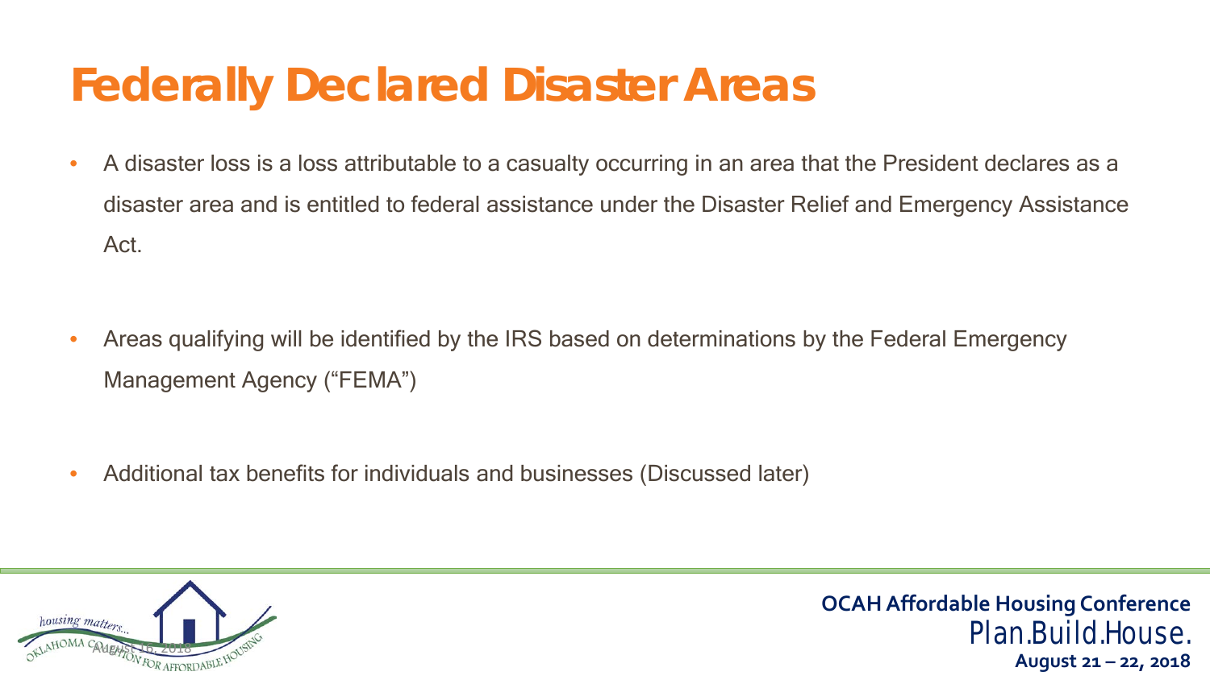# Federally Declared Disaster Areas

- A disaster loss is a loss attributable to a casualty occurring in an area that the President declares as a disaster area and is entitled to federal assistance under the Disaster Relief and Emergency Assistance Act.
- Areas qualifying will be identified by the IRS based on determinations by the Federal Emergency Management Agency ("FEMA")
- Additional tax benefits for individuals and businesses (Discussed later)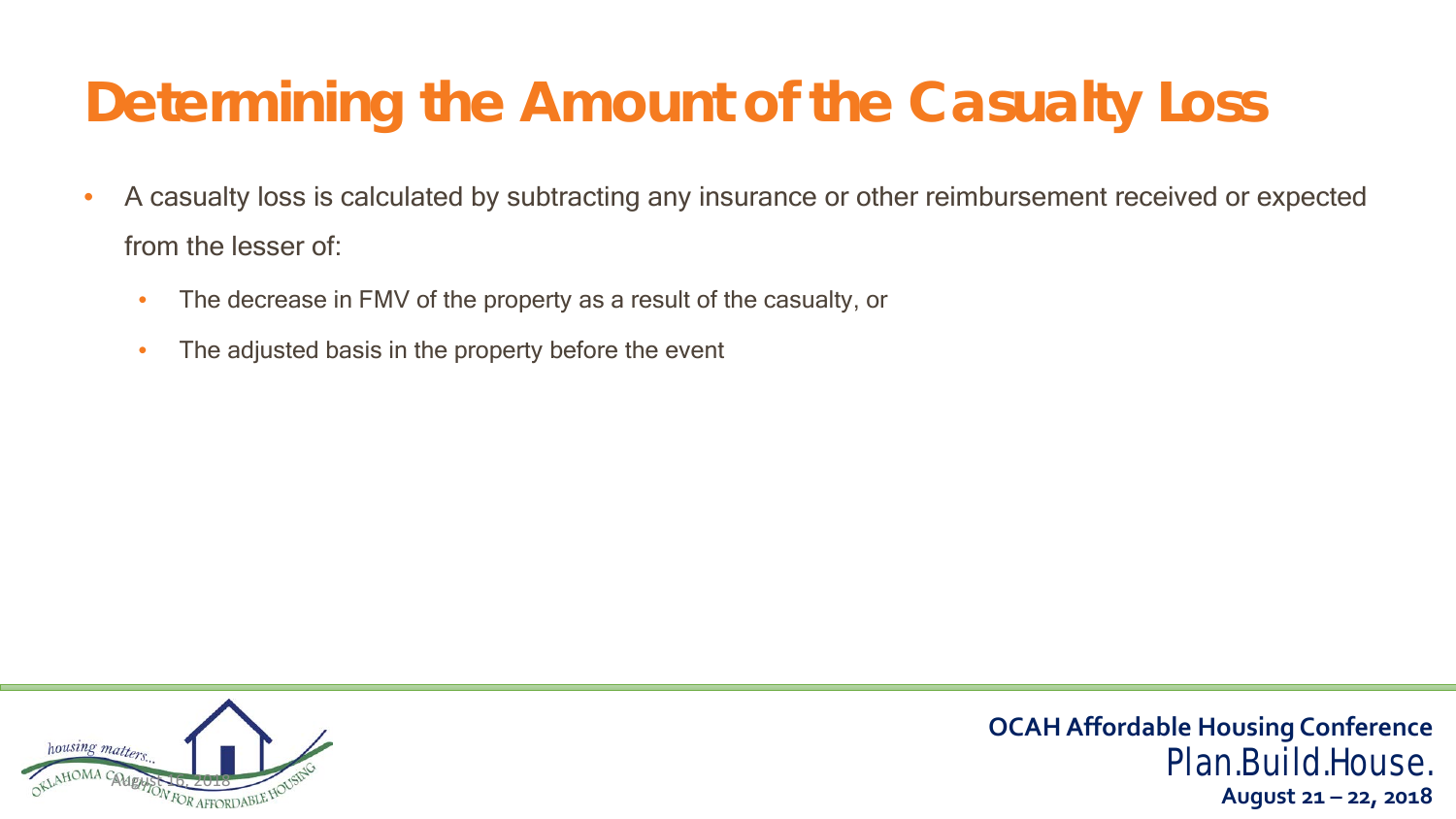# Determining the Amount of the Casualty Loss

- A casualty loss is calculated by subtracting any insurance or other reimbursement received or expected from the lesser of:
  - The decrease in FMV of the property as a result of the casualty, or
  - The adjusted basis in the property before the event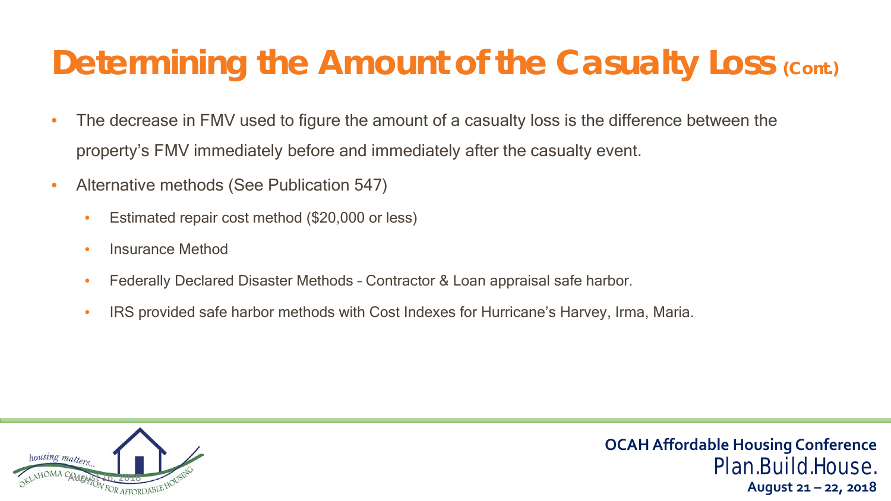# Determining the Amount of the Casualty Loss (Cont.)

- The decrease in FMV used to figure the amount of a casualty loss is the difference between the property's FMV immediately before and immediately after the casualty event.
- Alternative methods (See Publication 547)
  - Estimated repair cost method ($20,000 or less)
  - Insurance Method
  - Federally Declared Disaster Methods – Contractor & Loan appraisal safe harbor.
  - IRS provided safe harbor methods with Cost Indexes for Hurricane's Harvey, Irma, Maria.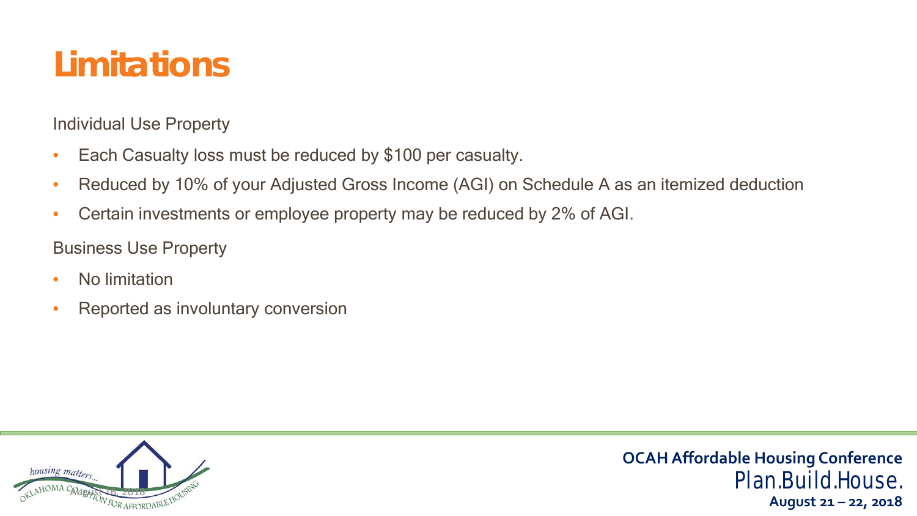# Limitations

Individual Use Property

- Each Casualty loss must be reduced by $100 per casualty.
- Reduced by 10% of your Adjusted Gross Income (AGI) on Schedule A as an itemized deduction
- Certain investments or employee property may be reduced by 2% of AGI.

Business Use Property

- No limitation
- Reported as involuntary conversion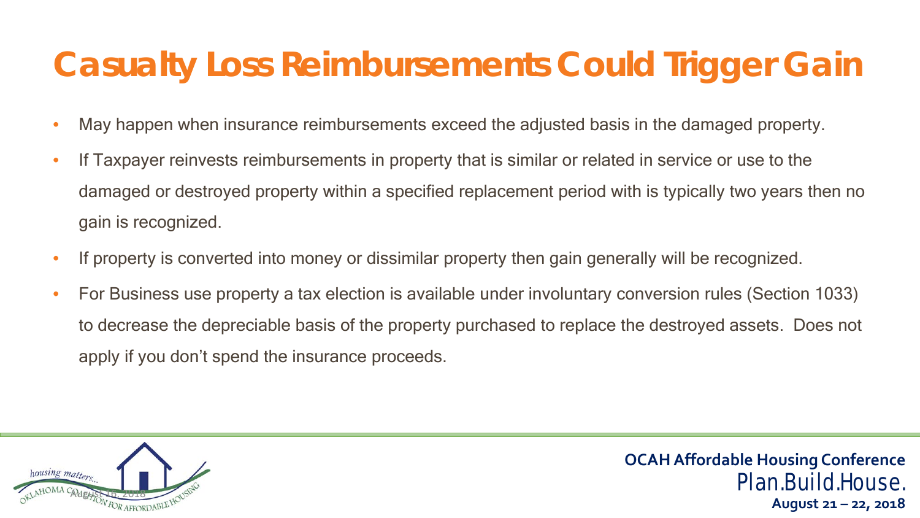# Casualty Loss Reimbursements Could Trigger Gain

- May happen when insurance reimbursements exceed the adjusted basis in the damaged property.
- If Taxpayer reinvests reimbursements in property that is similar or related in service or use to the damaged or destroyed property within a specified replacement period with is typically two years then no gain is recognized.
- If property is converted into money or dissimilar property then gain generally will be recognized.
- For Business use property a tax election is available under involuntary conversion rules (Section 1033) to decrease the depreciable basis of the property purchased to replace the destroyed assets. Does not apply if you don't spend the insurance proceeds.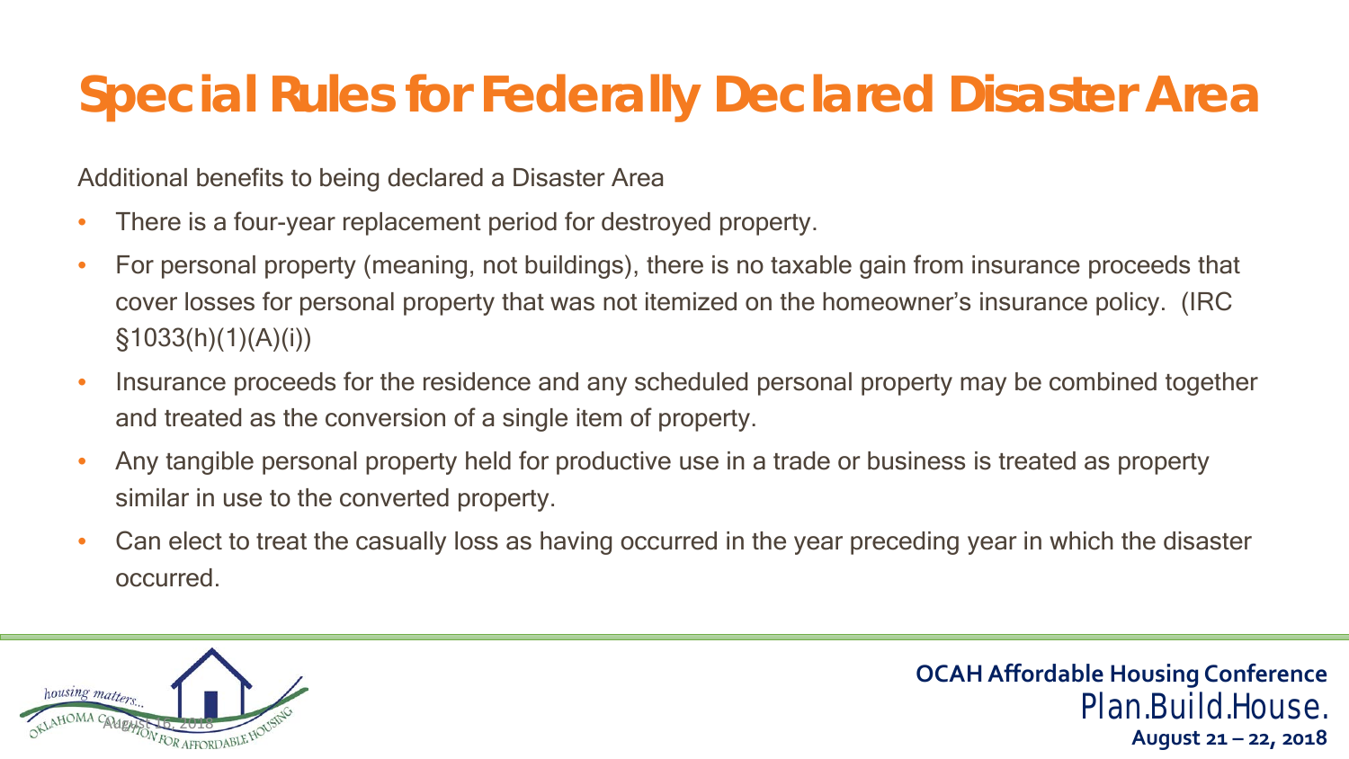# Special Rules for Federally Declared Disaster Area

Additional benefits to being declared a Disaster Area

- There is a four-year replacement period for destroyed property.
- For personal property (meaning, not buildings), there is no taxable gain from insurance proceeds that cover losses for personal property that was not itemized on the homeowner's insurance policy. (IRC §1033(h)(1)(A)(i))
- Insurance proceeds for the residence and any scheduled personal property may be combined together and treated as the conversion of a single item of property.
- Any tangible personal property held for productive use in a trade or business is treated as property similar in use to the converted property.
- Can elect to treat the casually loss as having occurred in the year preceding year in which the disaster occurred.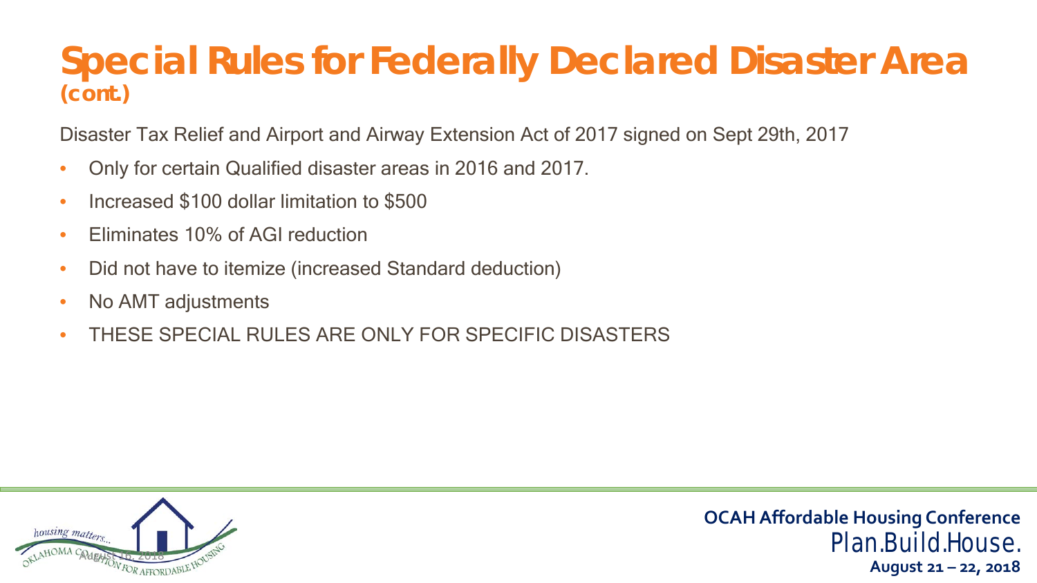# Special Rules for Federally Declared Disaster Area (cont.)

Disaster Tax Relief and Airport and Airway Extension Act of 2017 signed on Sept 29th, 2017

- Only for certain Qualified disaster areas in 2016 and 2017.
- Increased $100 dollar limitation to $500
- Eliminates 10% of AGI reduction
- Did not have to itemize (increased Standard deduction)
- No AMT adjustments
- THESE SPECIAL RULES ARE ONLY FOR SPECIFIC DISASTERS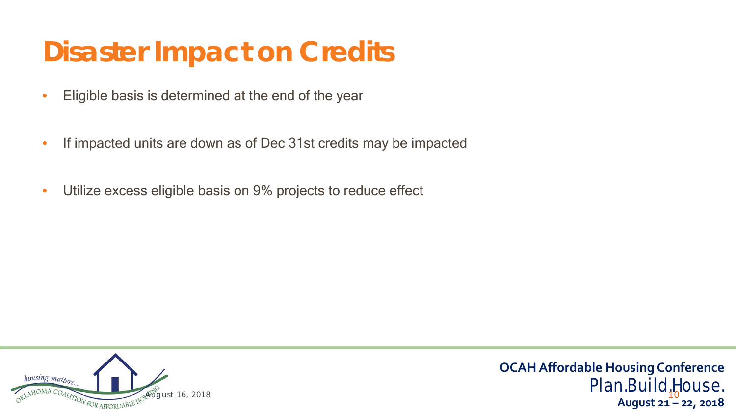# Disaster Impact on Credits

- Eligible basis is determined at the end of the year
- If impacted units are down as of Dec 31st credits may be impacted
- Utilize excess eligible basis on 9% projects to reduce effect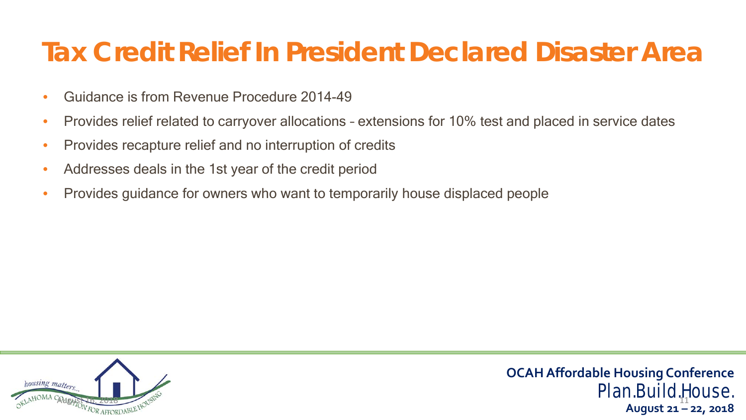# Tax Credit Relief In President Declared Disaster Area

- Guidance is from Revenue Procedure 2014-49
- Provides relief related to carryover allocations – extensions for 10% test and placed in service dates
- Provides recapture relief and no interruption of credits
- Addresses deals in the 1st year of the credit period
- Provides guidance for owners who want to temporarily house displaced people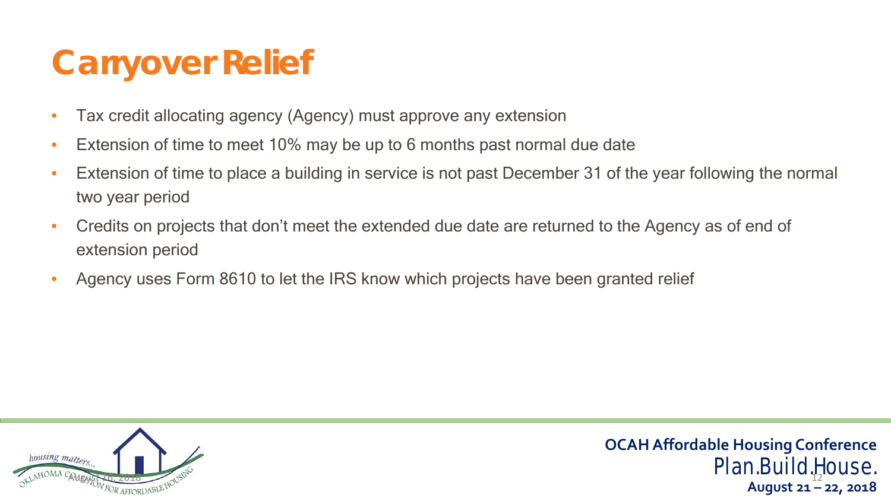# Carryover Relief

- Tax credit allocating agency (Agency) must approve any extension
- Extension of time to meet 10% may be up to 6 months past normal due date
- Extension of time to place a building in service is not past December 31 of the year following the normal two year period
- Credits on projects that don't meet the extended due date are returned to the Agency as of end of extension period
- Agency uses Form 8610 to let the IRS know which projects have been granted relief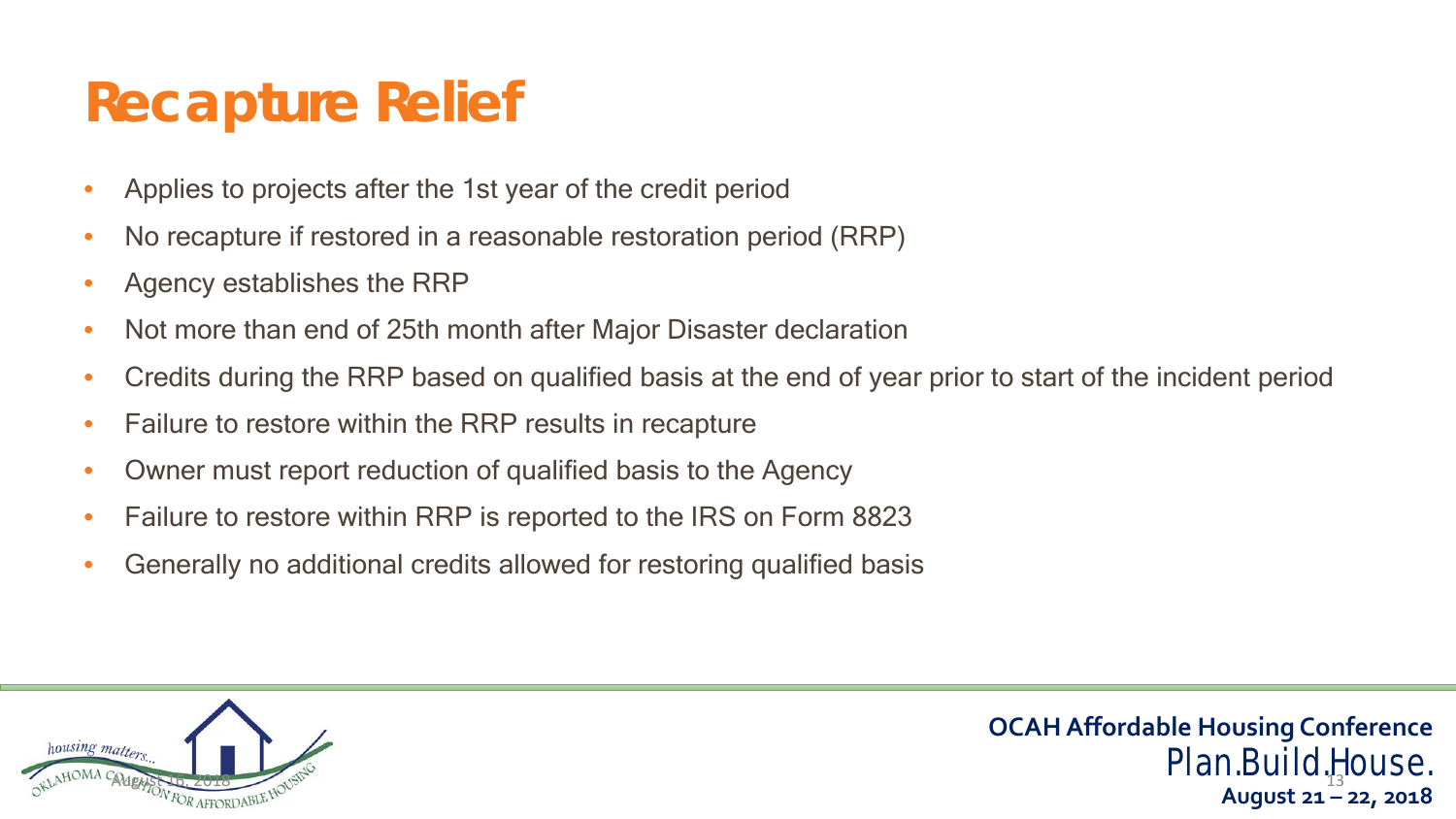# Recapture Relief

- Applies to projects after the 1st year of the credit period
- No recapture if restored in a reasonable restoration period (RRP)
- Agency establishes the RRP
- Not more than end of 25th month after Major Disaster declaration
- Credits during the RRP based on qualified basis at the end of year prior to start of the incident period
- Failure to restore within the RRP results in recapture
- Owner must report reduction of qualified basis to the Agency
- Failure to restore within RRP is reported to the IRS on Form 8823
- Generally no additional credits allowed for restoring qualified basis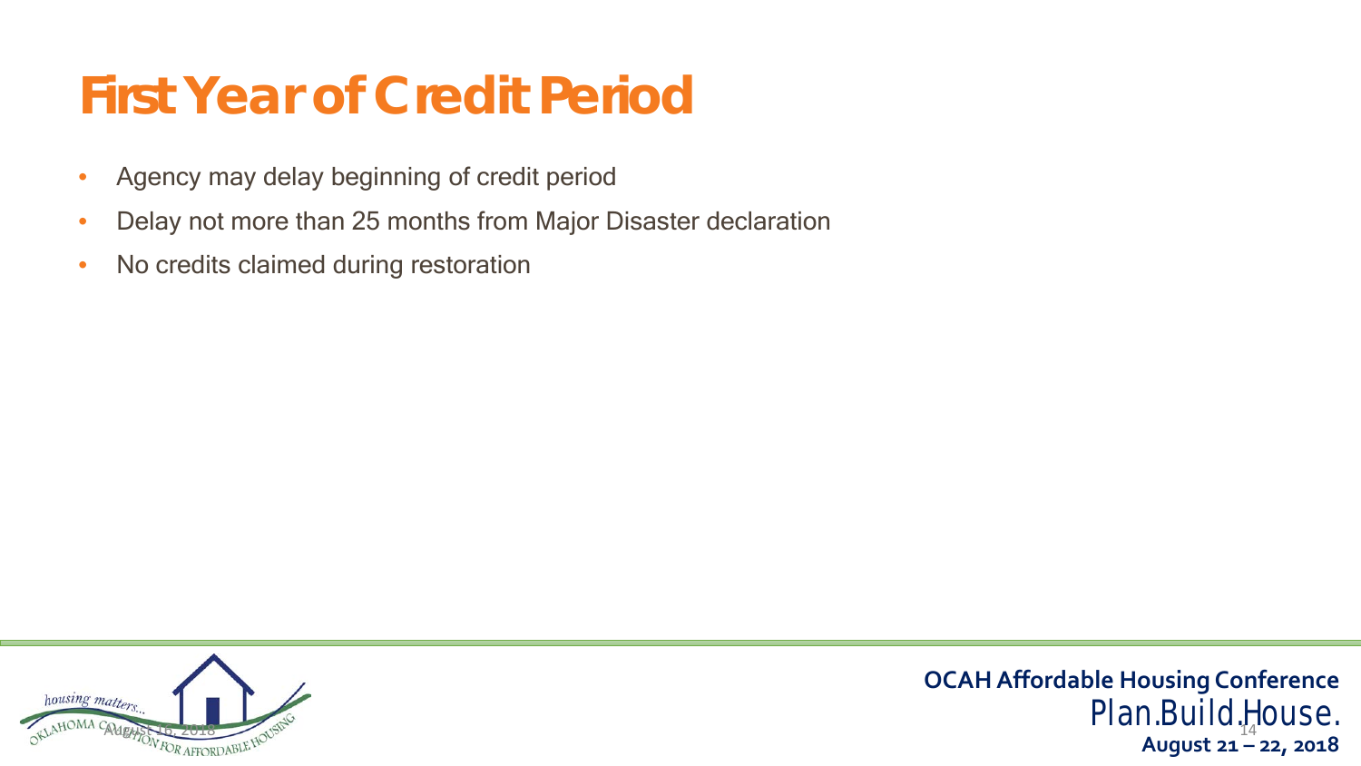# First Year of Credit Period

- Agency may delay beginning of credit period
- Delay not more than 25 months from Major Disaster declaration
- No credits claimed during restoration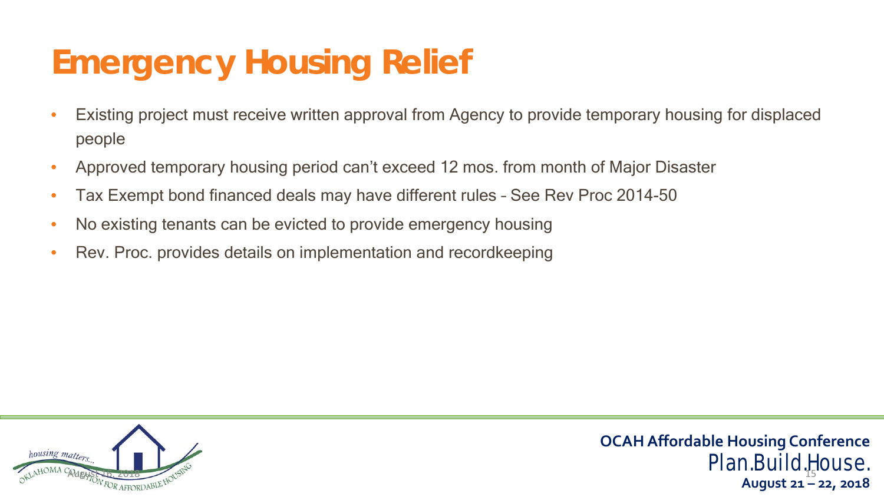# Emergency Housing Relief

- Existing project must receive written approval from Agency to provide temporary housing for displaced people
- Approved temporary housing period can't exceed 12 mos. from month of Major Disaster
- Tax Exempt bond financed deals may have different rules – See Rev Proc 2014-50
- No existing tenants can be evicted to provide emergency housing
- Rev. Proc. provides details on implementation and recordkeeping